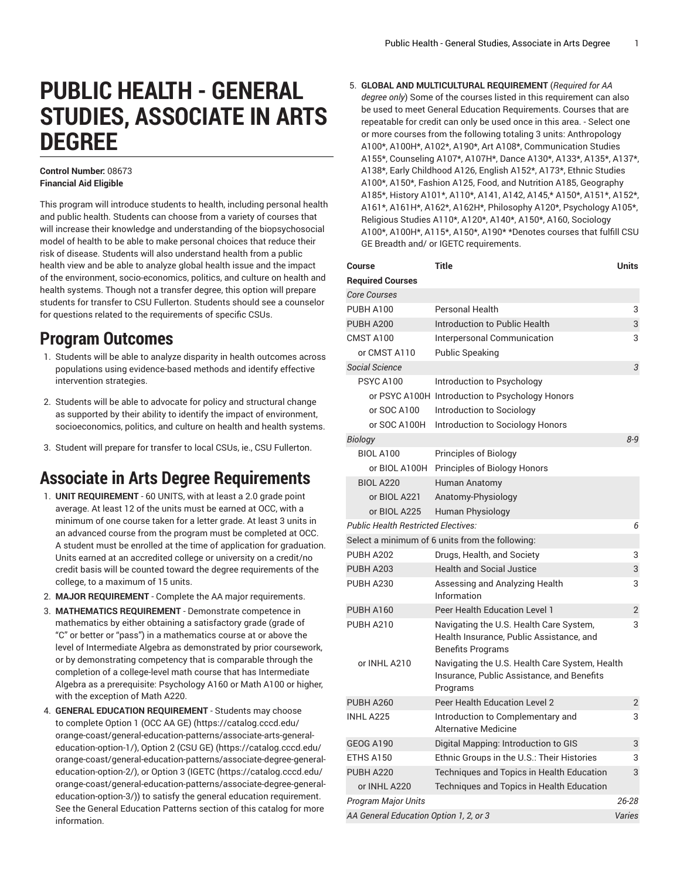# PUBLIC HEALTH - GENERAL STUDIES, ASSOCIATE IN ARTS DEGREE

**Control Number:** 08673
**Financial Aid Eligible**

This program will introduce students to health, including personal health and public health. Students can choose from a variety of courses that will increase their knowledge and understanding of the biopsychosocial model of health to be able to make personal choices that reduce their risk of disease. Students will also understand health from a public health view and be able to analyze global health issue and the impact of the environment, socio-economics, politics, and culture on health and health systems. Though not a transfer degree, this option will prepare students for transfer to CSU Fullerton. Students should see a counselor for questions related to the requirements of specific CSUs.

## Program Outcomes

1. Students will be able to analyze disparity in health outcomes across populations using evidence-based methods and identify effective intervention strategies.
2. Students will be able to advocate for policy and structural change as supported by their ability to identify the impact of environment, socioeconomics, politics, and culture on health and health systems.
3. Student will prepare for transfer to local CSUs, ie., CSU Fullerton.

## Associate in Arts Degree Requirements

1. **UNIT REQUIREMENT** - 60 UNITS, with at least a 2.0 grade point average. At least 12 of the units must be earned at OCC, with a minimum of one course taken for a letter grade. At least 3 units in an advanced course from the program must be completed at OCC. A student must be enrolled at the time of application for graduation. Units earned at an accredited college or university on a credit/no credit basis will be counted toward the degree requirements of the college, to a maximum of 15 units.
2. **MAJOR REQUIREMENT** - Complete the AA major requirements.
3. **MATHEMATICS REQUIREMENT** - Demonstrate competence in mathematics by either obtaining a satisfactory grade (grade of "C" or better or "pass") in a mathematics course at or above the level of Intermediate Algebra as demonstrated by prior coursework, or by demonstrating competency that is comparable through the completion of a college-level math course that has Intermediate Algebra as a prerequisite: Psychology A160 or Math A100 or higher, with the exception of Math A220.
4. **GENERAL EDUCATION REQUIREMENT** - Students may choose to complete Option 1 (OCC AA GE) (https://catalog.cccd.edu/orange-coast/general-education-patterns/associate-arts-general-education-option-1/), Option 2 (CSU GE) (https://catalog.cccd.edu/orange-coast/general-education-patterns/associate-degree-general-education-option-2/), or Option 3 (IGETC (https://catalog.cccd.edu/orange-coast/general-education-patterns/associate-degree-general-education-option-3/)) to satisfy the general education requirement. See the General Education Patterns section of this catalog for more information.
5. **GLOBAL AND MULTICULTURAL REQUIREMENT** (*Required for AA degree only*) Some of the courses listed in this requirement can also be used to meet General Education Requirements. Courses that are repeatable for credit can only be used once in this area. - Select one or more courses from the following totaling 3 units: Anthropology A100*, A100H*, A102*, A190*, Art A108*, Communication Studies A155*, Counseling A107*, A107H*, Dance A130*, A133*, A135*, A137*, A138*, Early Childhood A126, English A152*, A173*, Ethnic Studies A100*, A150*, Fashion A125, Food, and Nutrition A185, Geography A185*, History A101*, A110*, A141, A142, A145,* A150*, A151*, A152*, A161*, A161H*, A162*, A162H*, Philosophy A120*, Psychology A105*, Religious Studies A110*, A120*, A140*, A150*, A160, Sociology A100*, A100H*, A115*, A150*, A190* *Denotes courses that fulfill CSU GE Breadth and/ or IGETC requirements.

| Course | Title | Units |
|---|---|---|
| **Required Courses** | | |
| *Core Courses* | | |
| PUBH A100 | Personal Health | 3 |
| PUBH A200 | Introduction to Public Health | 3 |
| CMST A100 | Interpersonal Communication | 3 |
| or CMST A110 | Public Speaking | |
| *Social Science* | | *3* |
| PSYC A100 | Introduction to Psychology | |
| or PSYC A100H | Introduction to Psychology Honors | |
| or SOC A100 | Introduction to Sociology | |
| or SOC A100H | Introduction to Sociology Honors | |
| *Biology* | | *8-9* |
| BIOL A100 | Principles of Biology | |
| or BIOL A100H | Principles of Biology Honors | |
| BIOL A220 | Human Anatomy | |
| or BIOL A221 | Anatomy-Physiology | |
| or BIOL A225 | Human Physiology | |
| *Public Health Restricted Electives:* | | *6* |
| Select a minimum of 6 units from the following: | | |
| PUBH A202 | Drugs, Health, and Society | 3 |
| PUBH A203 | Health and Social Justice | 3 |
| PUBH A230 | Assessing and Analyzing Health Information | 3 |
| PUBH A160 | Peer Health Education Level 1 | 2 |
| PUBH A210 | Navigating the U.S. Health Care System, Health Insurance, Public Assistance, and Benefits Programs | 3 |
| or INHL A210 | Navigating the U.S. Health Care System, Health Insurance, Public Assistance, and Benefits Programs | |
| PUBH A260 | Peer Health Education Level 2 | 2 |
| INHL A225 | Introduction to Complementary and Alternative Medicine | 3 |
| GEOG A190 | Digital Mapping: Introduction to GIS | 3 |
| ETHS A150 | Ethnic Groups in the U.S.: Their Histories | 3 |
| PUBH A220 | Techniques and Topics in Health Education | 3 |
| or INHL A220 | Techniques and Topics in Health Education | |
| *Program Major Units* | | *26-28* |
| *AA General Education Option 1, 2, or 3* | | *Varies* |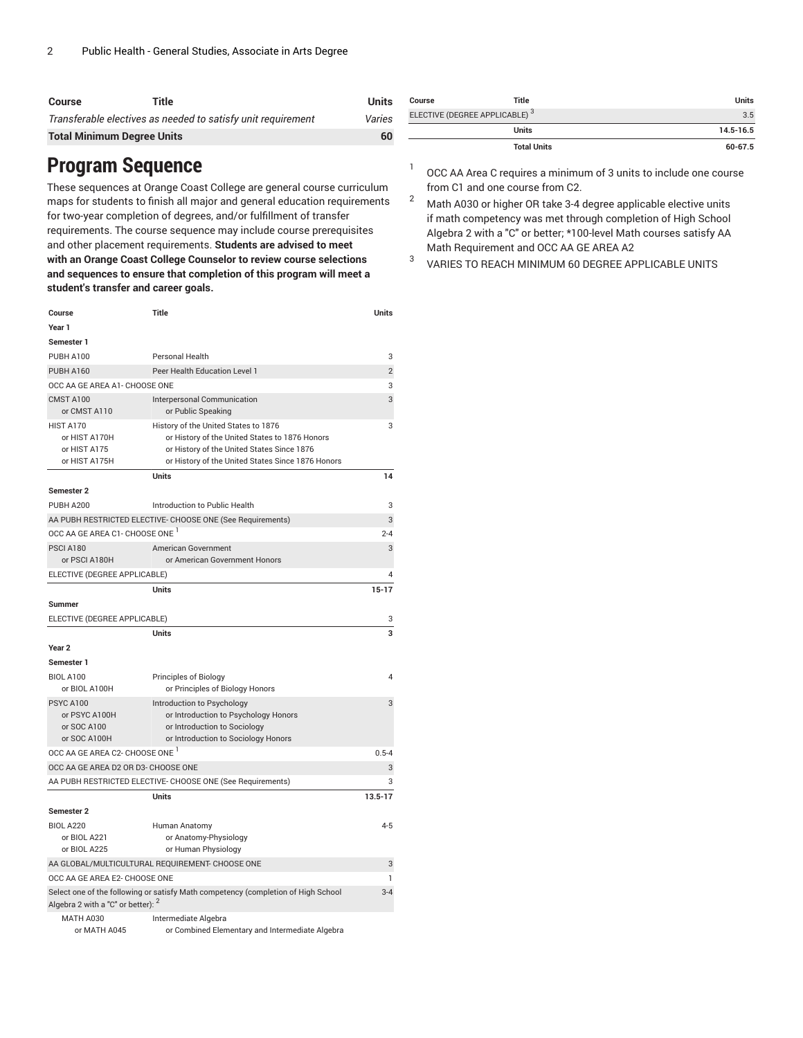| Course | Title | Units |
|---|---|---|
| *Transferable electives as needed to satisfy unit requirement* | | *Varies* |
| **Total Minimum Degree Units** | | **60** |

## Program Sequence

These sequences at Orange Coast College are general course curriculum maps for students to finish all major and general education requirements for two-year completion of degrees, and/or fulfillment of transfer requirements. The course sequence may include course prerequisites and other placement requirements. **Students are advised to meet with an Orange Coast College Counselor to review course selections and sequences to ensure that completion of this program will meet a student's transfer and career goals.**

| Course | Title | Units |
|---|---|---|
| **Year 1** | | |
| **Semester 1** | | |
| PUBH A100 | Personal Health | 3 |
| PUBH A160 | Peer Health Education Level 1 | 2 |
| OCC AA GE AREA A1- CHOOSE ONE | | 3 |
| CMST A100<br>or CMST A110 | Interpersonal Communication<br>or Public Speaking | 3 |
| HIST A170<br>or HIST A170H<br>or HIST A175<br>or HIST A175H | History of the United States to 1876<br>or History of the United States to 1876 Honors<br>or History of the United States Since 1876<br>or History of the United States Since 1876 Honors | 3 |
| | **Units** | **14** |
| **Semester 2** | | |
| PUBH A200 | Introduction to Public Health | 3 |
| AA PUBH RESTRICTED ELECTIVE- CHOOSE ONE (See Requirements) | | 3 |
| OCC AA GE AREA C1- CHOOSE ONE [1] | | 2-4 |
| PSCI A180<br>or PSCI A180H | American Government<br>or American Government Honors | 3 |
| ELECTIVE (DEGREE APPLICABLE) | | 4 |
| | **Units** | **15-17** |
| **Summer** | | |
| ELECTIVE (DEGREE APPLICABLE) | | 3 |
| | **Units** | **3** |
| **Year 2** | | |
| **Semester 1** | | |
| BIOL A100<br>or BIOL A100H | Principles of Biology<br>or Principles of Biology Honors | 4 |
| PSYC A100<br>or PSYC A100H<br>or SOC A100<br>or SOC A100H | Introduction to Psychology<br>or Introduction to Psychology Honors<br>or Introduction to Sociology<br>or Introduction to Sociology Honors | 3 |
| OCC AA GE AREA C2- CHOOSE ONE [1] | | 0.5-4 |
| OCC AA GE AREA D2 OR D3- CHOOSE ONE | | 3 |
| AA PUBH RESTRICTED ELECTIVE- CHOOSE ONE (See Requirements) | | 3 |
| | **Units** | **13.5-17** |
| **Semester 2** | | |
| BIOL A220<br>or BIOL A221<br>or BIOL A225 | Human Anatomy<br>or Anatomy-Physiology<br>or Human Physiology | 4-5 |
| AA GLOBAL/MULTICULTURAL REQUIREMENT- CHOOSE ONE | | 3 |
| OCC AA GE AREA E2- CHOOSE ONE | | 1 |
| Select one of the following or satisfy Math competency (completion of High School Algebra 2 with a "C" or better): [2] | | 3-4 |
| MATH A030<br>or MATH A045 | Intermediate Algebra<br>or Combined Elementary and Intermediate Algebra | |
| ELECTIVE (DEGREE APPLICABLE) [3] | | 3.5 |
| | **Units** | **14.5-16.5** |
| | **Total Units** | **60-67.5** |

1. OCC AA Area C requires a minimum of 3 units to include one course from C1 and one course from C2.
2. Math A030 or higher OR take 3-4 degree applicable elective units if math competency was met through completion of High School Algebra 2 with a "C" or better; *100-level Math courses satisfy AA Math Requirement and OCC AA GE AREA A2
3. VARIES TO REACH MINIMUM 60 DEGREE APPLICABLE UNITS